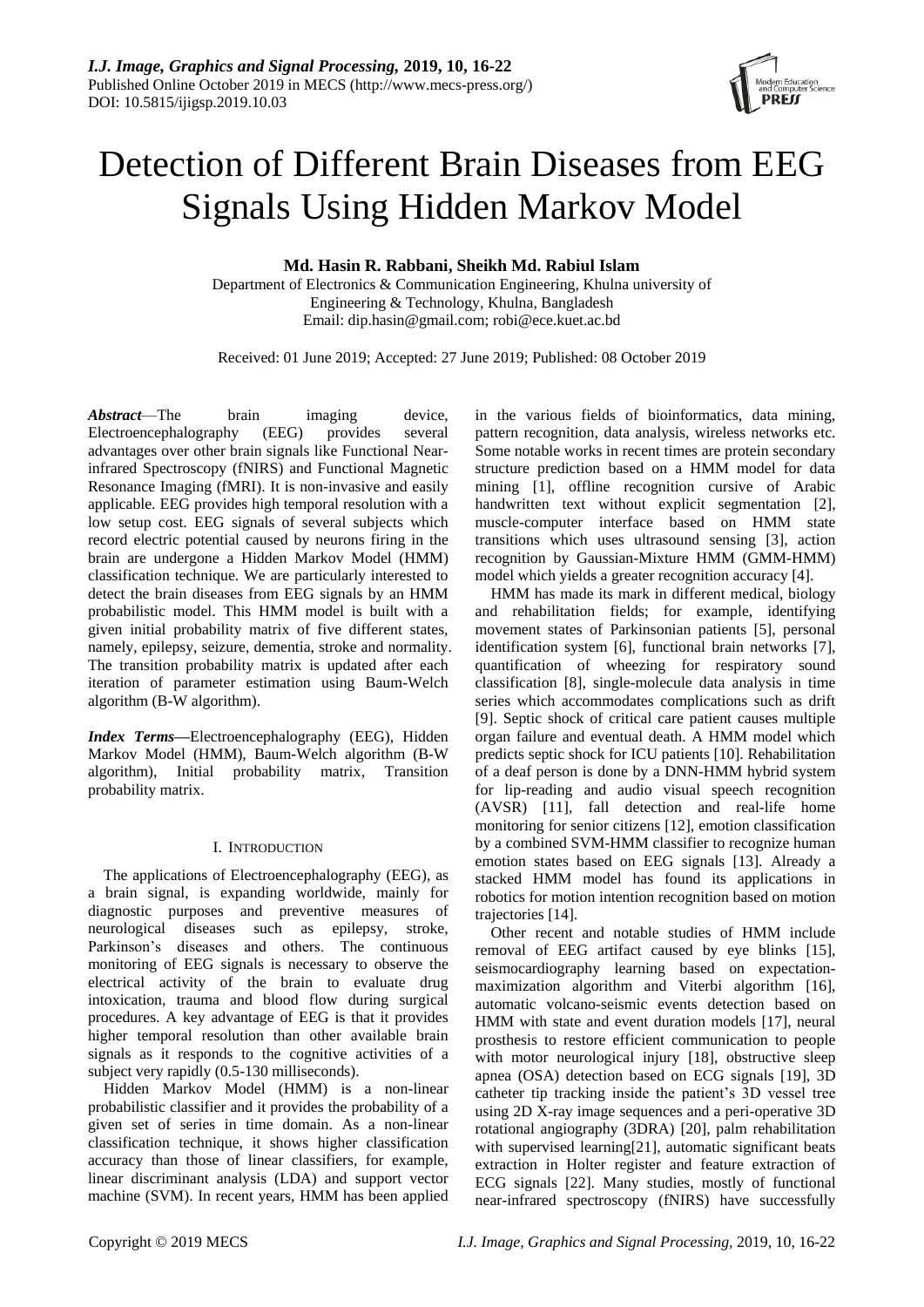# Detection of Different Brain Diseases from EEG Signals Using Hidden Markov Model

**Md. Hasin R. Rabbani, Sheikh Md. Rabiul Islam**

Department of Electronics & Communication Engineering, Khulna university of Engineering & Technology, Khulna, Bangladesh

Email: dip.hasin@gmail.com; robi@ece.kuet.ac.bd

Received: 01 June 2019; Accepted: 27 June 2019; Published: 08 October 2019

***Abstract*****—**The brain imaging device, Electroencephalography (EEG) provides several advantages over other brain signals like Functional Near-infrared Spectroscopy (fNIRS) and Functional Magnetic Resonance Imaging (fMRI). It is non-invasive and easily applicable. EEG provides high temporal resolution with a low setup cost. EEG signals of several subjects which record electric potential caused by neurons firing in the brain are undergone a Hidden Markov Model (HMM) classification technique. We are particularly interested to detect the brain diseases from EEG signals by an HMM probabilistic model. This HMM model is built with a given initial probability matrix of five different states, namely, epilepsy, seizure, dementia, stroke and normality. The transition probability matrix is updated after each iteration of parameter estimation using Baum-Welch algorithm (B-W algorithm).

***Index Terms*****—**Electroencephalography (EEG), Hidden Markov Model (HMM), Baum-Welch algorithm (B-W algorithm), Initial probability matrix, Transition probability matrix.

## I. Introduction

The applications of Electroencephalography (EEG), as a brain signal, is expanding worldwide, mainly for diagnostic purposes and preventive measures of neurological diseases such as epilepsy, stroke, Parkinson's diseases and others. The continuous monitoring of EEG signals is necessary to observe the electrical activity of the brain to evaluate drug intoxication, trauma and blood flow during surgical procedures. A key advantage of EEG is that it provides higher temporal resolution than other available brain signals as it responds to the cognitive activities of a subject very rapidly (0.5-130 milliseconds).

Hidden Markov Model (HMM) is a non-linear probabilistic classifier and it provides the probability of a given set of series in time domain. As a non-linear classification technique, it shows higher classification accuracy than those of linear classifiers, for example, linear discriminant analysis (LDA) and support vector machine (SVM). In recent years, HMM has been applied in the various fields of bioinformatics, data mining, pattern recognition, data analysis, wireless networks etc. Some notable works in recent times are protein secondary structure prediction based on a HMM model for data mining [1], offline recognition cursive of Arabic handwritten text without explicit segmentation [2], muscle-computer interface based on HMM state transitions which uses ultrasound sensing [3], action recognition by Gaussian-Mixture HMM (GMM-HMM) model which yields a greater recognition accuracy [4].

HMM has made its mark in different medical, biology and rehabilitation fields; for example, identifying movement states of Parkinsonian patients [5], personal identification system [6], functional brain networks [7], quantification of wheezing for respiratory sound classification [8], single-molecule data analysis in time series which accommodates complications such as drift [9]. Septic shock of critical care patient causes multiple organ failure and eventual death. A HMM model which predicts septic shock for ICU patients [10]. Rehabilitation of a deaf person is done by a DNN-HMM hybrid system for lip-reading and audio visual speech recognition (AVSR) [11], fall detection and real-life home monitoring for senior citizens [12], emotion classification by a combined SVM-HMM classifier to recognize human emotion states based on EEG signals [13]. Already a stacked HMM model has found its applications in robotics for motion intention recognition based on motion trajectories [14].

Other recent and notable studies of HMM include removal of EEG artifact caused by eye blinks [15], seismocardiography learning based on expectation-maximization algorithm and Viterbi algorithm [16], automatic volcano-seismic events detection based on HMM with state and event duration models [17], neural prosthesis to restore efficient communication to people with motor neurological injury [18], obstructive sleep apnea (OSA) detection based on ECG signals [19], 3D catheter tip tracking inside the patient's 3D vessel tree using 2D X-ray image sequences and a peri-operative 3D rotational angiography (3DRA) [20], palm rehabilitation with supervised learning[21], automatic significant beats extraction in Holter register and feature extraction of ECG signals [22]. Many studies, mostly of functional near-infrared spectroscopy (fNIRS) have successfully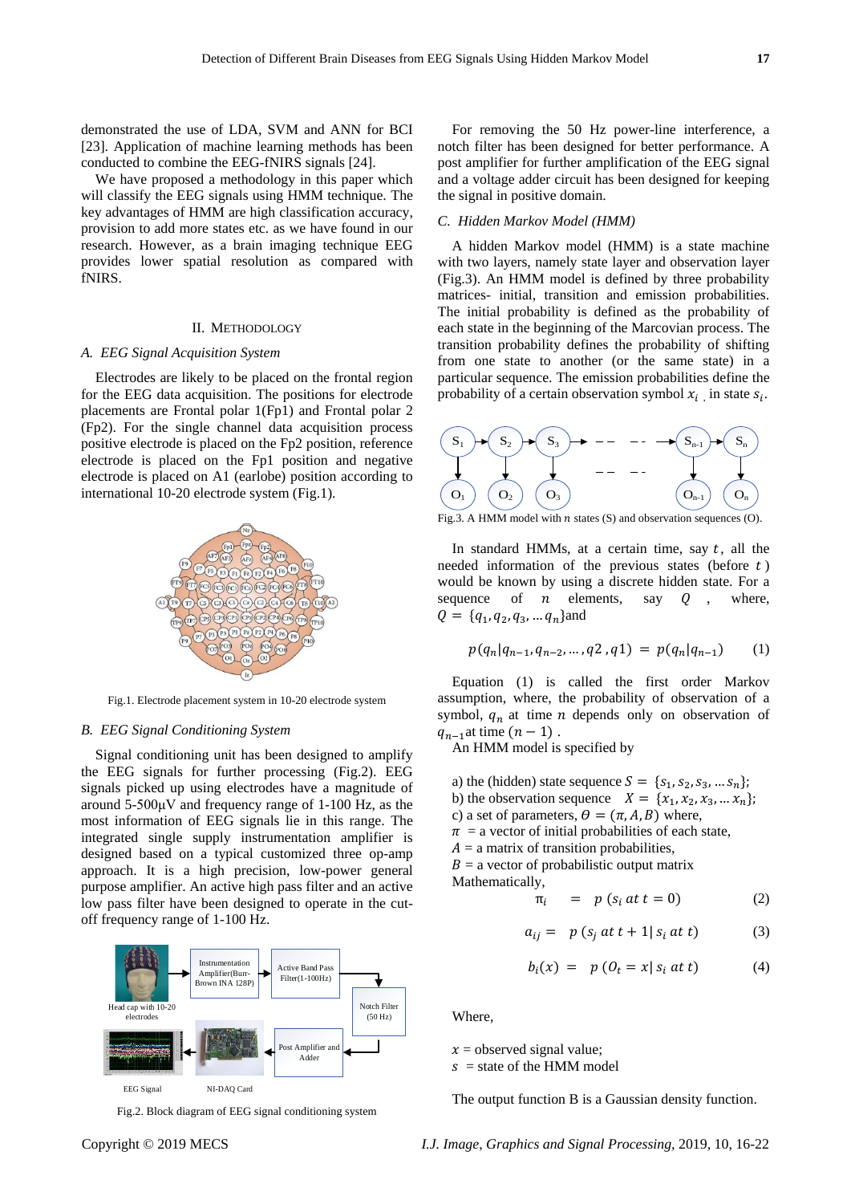demonstrated the use of LDA, SVM and ANN for BCI [23]. Application of machine learning methods has been conducted to combine the EEG-fNIRS signals [24].

We have proposed a methodology in this paper which will classify the EEG signals using HMM technique. The key advantages of HMM are high classification accuracy, provision to add more states etc. as we have found in our research. However, as a brain imaging technique EEG provides lower spatial resolution as compared with fNIRS.

## II. Methodology

### A. EEG Signal Acquisition System

Electrodes are likely to be placed on the frontal region for the EEG data acquisition. The positions for electrode placements are Frontal polar 1(Fp1) and Frontal polar 2 (Fp2). For the single channel data acquisition process positive electrode is placed on the Fp2 position, reference electrode is placed on the Fp1 position and negative electrode is placed on A1 (earlobe) position according to international 10-20 electrode system (Fig.1).

Fig.1. Electrode placement system in 10-20 electrode system

### B. EEG Signal Conditioning System

Signal conditioning unit has been designed to amplify the EEG signals for further processing (Fig.2). EEG signals picked up using electrodes have a magnitude of around 5-500µV and frequency range of 1-100 Hz, as the most information of EEG signals lie in this range. The integrated single supply instrumentation amplifier is designed based on a typical customized three op-amp approach. It is a high precision, low-power general purpose amplifier. An active high pass filter and an active low pass filter have been designed to operate in the cut-off frequency range of 1-100 Hz.

Fig.2. Block diagram of EEG signal conditioning system

For removing the 50 Hz power-line interference, a notch filter has been designed for better performance. A post amplifier for further amplification of the EEG signal and a voltage adder circuit has been designed for keeping the signal in positive domain.

### C. Hidden Markov Model (HMM)

A hidden Markov model (HMM) is a state machine with two layers, namely state layer and observation layer (Fig.3). An HMM model is defined by three probability matrices- initial, transition and emission probabilities. The initial probability is defined as the probability of each state in the beginning of the Marcovian process. The transition probability defines the probability of shifting from one state to another (or the same state) in a particular sequence. The emission probabilities define the probability of a certain observation symbol $x_i$ in state $s_i$.

Fig.3. A HMM model with $n$ states (S) and observation sequences (O).

In standard HMMs, at a certain time, say $t$, all the needed information of the previous states (before $t$) would be known by using a discrete hidden state. For a sequence of $n$ elements, say $Q$, where, $Q = \{q_1, q_2, q_3, \dots q_n\}$and

$$p(q_n|q_{n-1}, q_{n-2}, \dots, q2, q1) = p(q_n|q_{n-1}) \quad (1)$$

Equation (1) is called the first order Markov assumption, where, the probability of observation of a symbol, $q_n$ at time $n$ depends only on observation of $q_{n-1}$at time $(n-1)$.

An HMM model is specified by

a) the (hidden) state sequence $S = \{s_1, s_2, s_3, \dots s_n\}$;
b) the observation sequence $X = \{x_1, x_2, x_3, \dots x_n\}$;
c) a set of parameters, $\theta = (\pi, A, B)$ where,
$\pi$ = a vector of initial probabilities of each state,
$A$ = a matrix of transition probabilities,
$B$ = a vector of probabilistic output matrix

Mathematically,

$$\pi_i = p(s_i \; at \; t = 0) \quad (2)$$

$$a_{ij} = p(s_j \; at \; t+1 | \, s_i \; at \; t) \quad (3)$$

$$b_i(x) = p(O_t = x | \, s_i \; at \; t) \quad (4)$$

Where,

$x$ = observed signal value;
$s$ = state of the HMM model

The output function B is a Gaussian density function.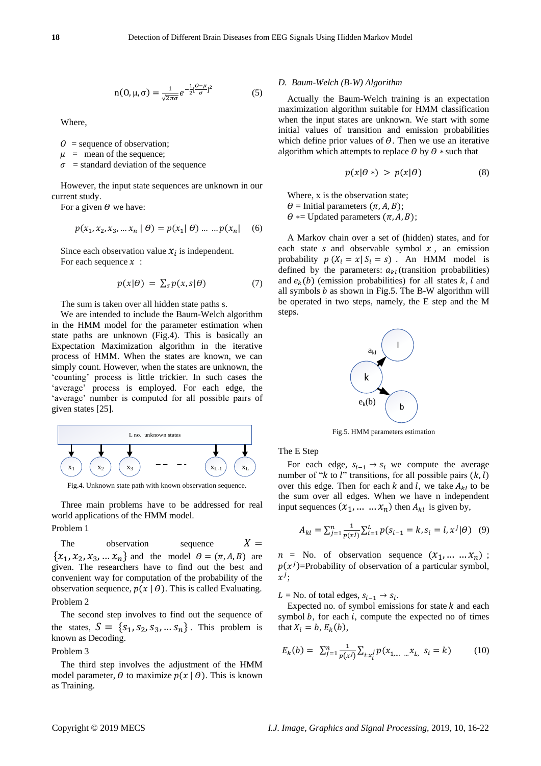$$\mathrm{n}(\mathrm{O}, \mu, \sigma) = \frac{1}{\sqrt{2\pi\sigma}} e^{-\frac{1}{2}[\frac{O-\mu}{\sigma}]^2} \quad (5)$$

Where,

$O$ = sequence of observation;
$\mu$ = mean of the sequence;
$\sigma$ = standard deviation of the sequence

However, the input state sequences are unknown in our current study.

For a given $\theta$ we have:

$$p(x_1, x_2, x_3, \dots x_n \mid \theta) = p(x_1 \mid \theta) \dots \dots p(x_n \mid \quad (6)$$

Since each observation value $x_i$ is independent.

For each sequence $x$ :

$$p(x|\theta) = \sum_s p(x, s|\theta) \quad (7)$$

The sum is taken over all hidden state paths s.

We are intended to include the Baum-Welch algorithm in the HMM model for the parameter estimation when state paths are unknown (Fig.4). This is basically an Expectation Maximization algorithm in the iterative process of HMM. When the states are known, we can simply count. However, when the states are unknown, the 'counting' process is little trickier. In such cases the 'average' process is employed. For each edge, the 'average' number is computed for all possible pairs of given states [25].

Fig.4. Unknown state path with known observation sequence.

Three main problems have to be addressed for real world applications of the HMM model.

Problem 1

The observation sequence $X = \{x_1, x_2, x_3, \dots x_n\}$ and the model $\theta = (\pi, A, B)$ are given. The researchers have to find out the best and convenient way for computation of the probability of the observation sequence, $p(x \mid \theta)$. This is called Evaluating.

Problem 2

The second step involves to find out the sequence of the states, $S = \{s_1, s_2, s_3, \dots s_n\}$. This problem is known as Decoding.

Problem 3

The third step involves the adjustment of the HMM model parameter, $\theta$ to maximize $p(x \mid \theta)$. This is known as Training.

### D. Baum-Welch (B-W) Algorithm

Actually the Baum-Welch training is an expectation maximization algorithm suitable for HMM classification when the input states are unknown. We start with some initial values of transition and emission probabilities which define prior values of $\theta$. Then we use an iterative algorithm which attempts to replace $\theta$ by $\theta*$ such that

$$p(x|\theta*) > p(x|\theta) \quad (8)$$

Where, x is the observation state;
$\theta$ = Initial parameters $(\pi, A, B)$;
$\theta*$= Updated parameters $(\pi, A, B)$;

A Markov chain over a set of (hidden) states, and for each state $s$ and observable symbol $x$, an emission probability $p(X_i = x| S_i = s)$. An HMM model is defined by the parameters: $a_{kl}$ (transition probabilities) and $e_k(b)$ (emission probabilities) for all states $k, l$ and all symbols $b$ as shown in Fig.5. The B-W algorithm will be operated in two steps, namely, the E step and the M steps.

Fig.5. HMM parameters estimation

The E Step

For each edge, $s_{i-1} \rightarrow s_i$ we compute the average number of "$k$ to $l$" transitions, for all possible pairs $(k, l)$ over this edge. Then for each $k$ and $l$, we take $A_{kl}$ to be the sum over all edges. When we have n independent input sequences $(x_1, \dots \dots x_n)$ then $A_{kl}$ is given by,

$$A_{kl} = \sum_{j=1}^{n} \frac{1}{p(x^j)} \sum_{i=1}^{L} p(s_{i-1} = k, s_i = l, x^j|\theta) \quad (9)$$

$n$ = No. of observation sequence $(x_1, \dots \dots x_n)$ ;
$p(x^j)$=Probability of observation of a particular symbol, $x^j$;

$L$ = No. of total edges, $s_{i-1} \rightarrow s_i$.

Expected no. of symbol emissions for state $k$ and each symbol $b$, for each $i$, compute the expected no of times that $X_i = b$, $E_k(b)$,

$$E_k(b) = \sum_{j=1}^{n} \frac{1}{p(x^j)} \sum_{i:x_i^j} p(x_{1,\dots \dots} x_{L,} \; s_i = k) \quad (10)$$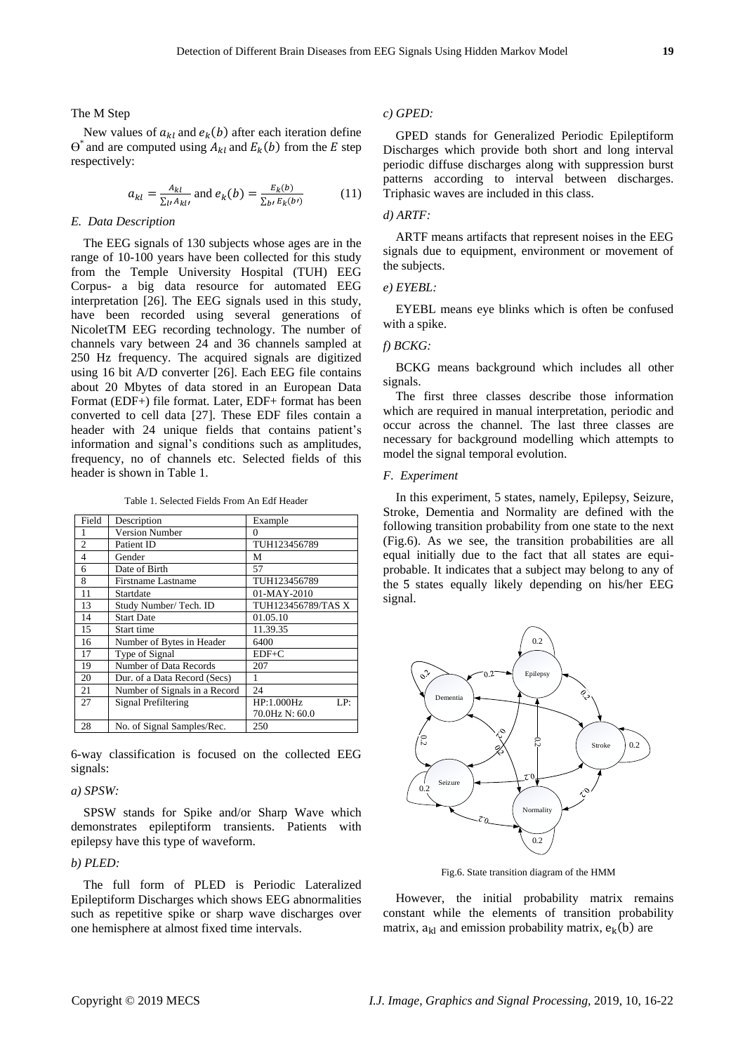The M Step

New values of $a_{kl}$ and $e_k(b)$ after each iteration define $\Theta^*$ and are computed using $A_{kl}$ and $E_k(b)$ from the $E$ step respectively:

$$a_{kl} = \frac{A_{kl}}{\sum_{l'} A_{kl'}} \text{ and } e_k(b) = \frac{E_k(b)}{\sum_{b'} E_k(b')} \tag{11}$$

### *E. Data Description*

The EEG signals of 130 subjects whose ages are in the range of 10-100 years have been collected for this study from the Temple University Hospital (TUH) EEG Corpus- a big data resource for automated EEG interpretation [26]. The EEG signals used in this study, have been recorded using several generations of NicoletTM EEG recording technology. The number of channels vary between 24 and 36 channels sampled at 250 Hz frequency. The acquired signals are digitized using 16 bit A/D converter [26]. Each EEG file contains about 20 Mbytes of data stored in an European Data Format (EDF+) file format. Later, EDF+ format has been converted to cell data [27]. These EDF files contain a header with 24 unique fields that contains patient's information and signal's conditions such as amplitudes, frequency, no of channels etc. Selected fields of this header is shown in Table 1.

Table 1. Selected Fields From An Edf Header

| Field | Description | Example |
|---|---|---|
| 1 | Version Number | 0 |
| 2 | Patient ID | TUH123456789 |
| 4 | Gender | M |
| 6 | Date of Birth | 57 |
| 8 | Firstname Lastname | TUH123456789 |
| 11 | Startdate | 01-MAY-2010 |
| 13 | Study Number/ Tech. ID | TUH123456789/TAS X |
| 14 | Start Date | 01.05.10 |
| 15 | Start time | 11.39.35 |
| 16 | Number of Bytes in Header | 6400 |
| 17 | Type of Signal | EDF+C |
| 19 | Number of Data Records | 207 |
| 20 | Dur. of a Data Record (Secs) | 1 |
| 21 | Number of Signals in a Record | 24 |
| 27 | Signal Prefiltering | HP:1.000Hz LP: 70.0Hz N: 60.0 |
| 28 | No. of Signal Samples/Rec. | 250 |

6-way classification is focused on the collected EEG signals:

*a) SPSW:*

SPSW stands for Spike and/or Sharp Wave which demonstrates epileptiform transients. Patients with epilepsy have this type of waveform.

*b) PLED:*

The full form of PLED is Periodic Lateralized Epileptiform Discharges which shows EEG abnormalities such as repetitive spike or sharp wave discharges over one hemisphere at almost fixed time intervals.

*c) GPED:*

GPED stands for Generalized Periodic Epileptiform Discharges which provide both short and long interval periodic diffuse discharges along with suppression burst patterns according to interval between discharges. Triphasic waves are included in this class.

*d) ARTF:*

ARTF means artifacts that represent noises in the EEG signals due to equipment, environment or movement of the subjects.

*e) EYEBL:*

EYEBL means eye blinks which is often be confused with a spike.

*f) BCKG:*

BCKG means background which includes all other signals.

The first three classes describe those information which are required in manual interpretation, periodic and occur across the channel. The last three classes are necessary for background modelling which attempts to model the signal temporal evolution.

### *F. Experiment*

In this experiment, 5 states, namely, Epilepsy, Seizure, Stroke, Dementia and Normality are defined with the following transition probability from one state to the next (Fig.6). As we see, the transition probabilities are all equal initially due to the fact that all states are equi-probable. It indicates that a subject may belong to any of the 5 states equally likely depending on his/her EEG signal.

Fig.6. State transition diagram of the HMM

However, the initial probability matrix remains constant while the elements of transition probability matrix, $a_{kl}$ and emission probability matrix, $e_k(b)$ are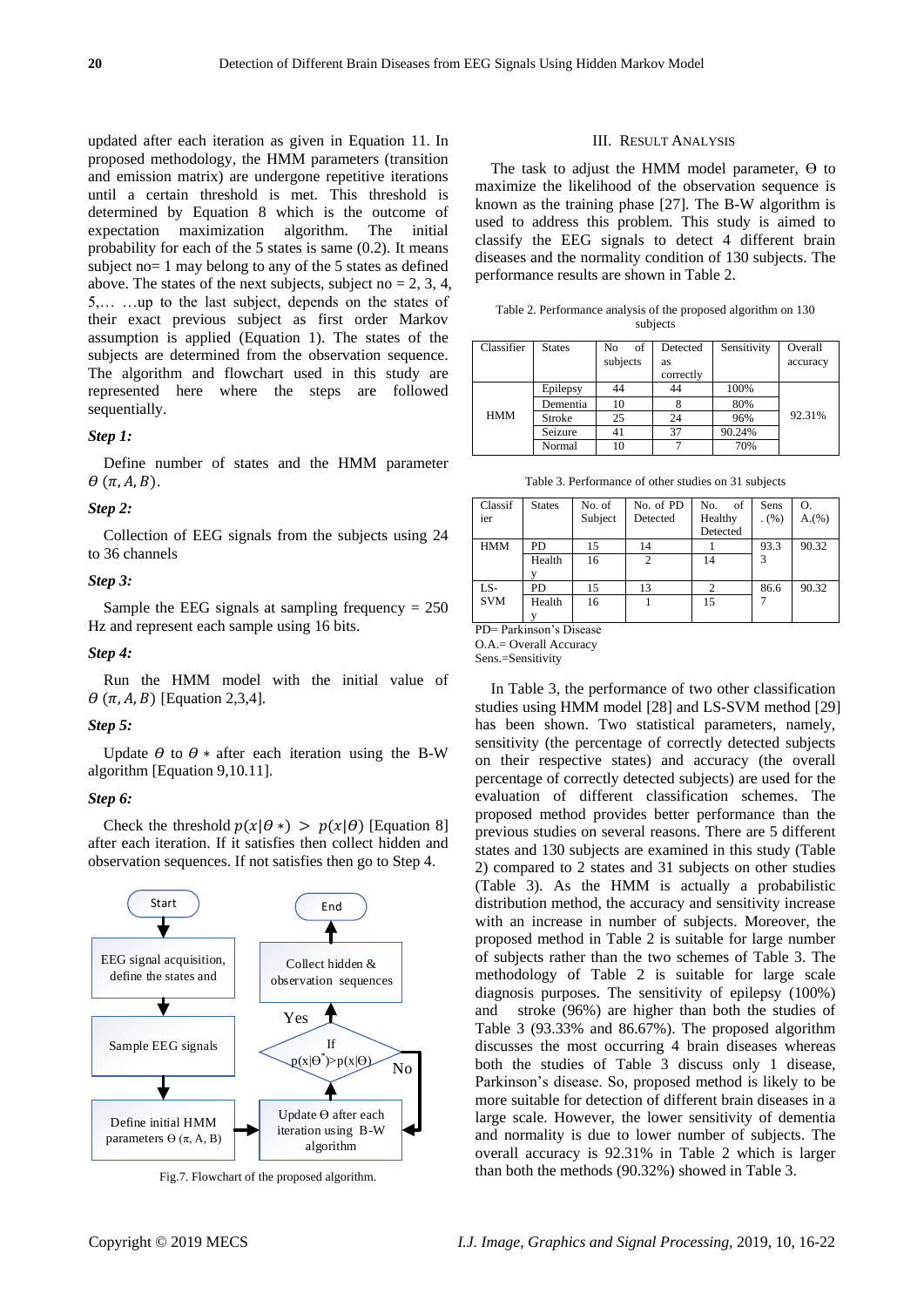updated after each iteration as given in Equation 11. In proposed methodology, the HMM parameters (transition and emission matrix) are undergone repetitive iterations until a certain threshold is met. This threshold is determined by Equation 8 which is the outcome of expectation maximization algorithm. The initial probability for each of the 5 states is same (0.2). It means subject no= 1 may belong to any of the 5 states as defined above. The states of the next subjects, subject no = 2, 3, 4, 5,… …up to the last subject, depends on the states of their exact previous subject as first order Markov assumption is applied (Equation 1). The states of the subjects are determined from the observation sequence. The algorithm and flowchart used in this study are represented here where the steps are followed sequentially.

***Step 1:***

Define number of states and the HMM parameter $\theta\ (\pi, A, B)$.

***Step 2:***

Collection of EEG signals from the subjects using 24 to 36 channels

***Step 3:***

Sample the EEG signals at sampling frequency = 250 Hz and represent each sample using 16 bits.

***Step 4:***

Run the HMM model with the initial value of $\theta\ (\pi, A, B)$ [Equation 2,3,4].

***Step 5:***

Update $\theta$ to $\theta*$ after each iteration using the B-W algorithm [Equation 9,10,11].

***Step 6:***

Check the threshold $p(x|\theta*) > p(x|\theta)$ [Equation 8] after each iteration. If it satisfies then collect hidden and observation sequences. If not satisfies then go to Step 4.

```
Start
  ↓
EEG signal acquisition, define the states and
  ↓
Sample EEG signals
  ↓
Define initial HMM parameters Θ (π, A, B)  →  Update Θ after each iteration using B-W algorithm
                                                ↓
                                     If p(x|Θ*)>p(x|Θ)  --No--> (back to Update)
                                                ↓ Yes
                                     Collect hidden & observation sequences
                                                ↓
                                               End
```

Fig.7. Flowchart of the proposed algorithm.

## III. Result Analysis

The task to adjust the HMM model parameter, Θ to maximize the likelihood of the observation sequence is known as the training phase [27]. The B-W algorithm is used to address this problem. This study is aimed to classify the EEG signals to detect 4 different brain diseases and the normality condition of 130 subjects. The performance results are shown in Table 2.

Table 2. Performance analysis of the proposed algorithm on 130 subjects

| Classifier | States | No of subjects | Detected as correctly | Sensitivity | Overall accuracy |
|---|---|---|---|---|---|
| HMM | Epilepsy | 44 | 44 | 100% | 92.31% |
| | Dementia | 10 | 8 | 80% | |
| | Stroke | 25 | 24 | 96% | |
| | Seizure | 41 | 37 | 90.24% | |
| | Normal | 10 | 7 | 70% | |

Table 3. Performance of other studies on 31 subjects

| Classifier | States | No. of Subject | No. of PD Detected | No. of Healthy Detected | Sens. (%) | O. A.(%) |
|---|---|---|---|---|---|---|
| HMM | PD | 15 | 14 | 1 | 93.33 | 90.32 |
| | Healthy | 16 | 2 | 14 | | |
| LS-SVM | PD | 15 | 13 | 2 | 86.67 | 90.32 |
| | Healthy | 16 | 1 | 15 | | |

PD= Parkinson's Disease
O.A.= Overall Accuracy
Sens.=Sensitivity

In Table 3, the performance of two other classification studies using HMM model [28] and LS-SVM method [29] has been shown. Two statistical parameters, namely, sensitivity (the percentage of correctly detected subjects on their respective states) and accuracy (the overall percentage of correctly detected subjects) are used for the evaluation of different classification schemes. The proposed method provides better performance than the previous studies on several reasons. There are 5 different states and 130 subjects are examined in this study (Table 2) compared to 2 states and 31 subjects on other studies (Table 3). As the HMM is actually a probabilistic distribution method, the accuracy and sensitivity increase with an increase in number of subjects. Moreover, the proposed method in Table 2 is suitable for large number of subjects rather than the two schemes of Table 3. The methodology of Table 2 is suitable for large scale diagnosis purposes. The sensitivity of epilepsy (100%) and stroke (96%) are higher than both the studies of Table 3 (93.33% and 86.67%). The proposed algorithm discusses the most occurring 4 brain diseases whereas both the studies of Table 3 discuss only 1 disease, Parkinson's disease. So, proposed method is likely to be more suitable for detection of different brain diseases in a large scale. However, the lower sensitivity of dementia and normality is due to lower number of subjects. The overall accuracy is 92.31% in Table 2 which is larger than both the methods (90.32%) showed in Table 3.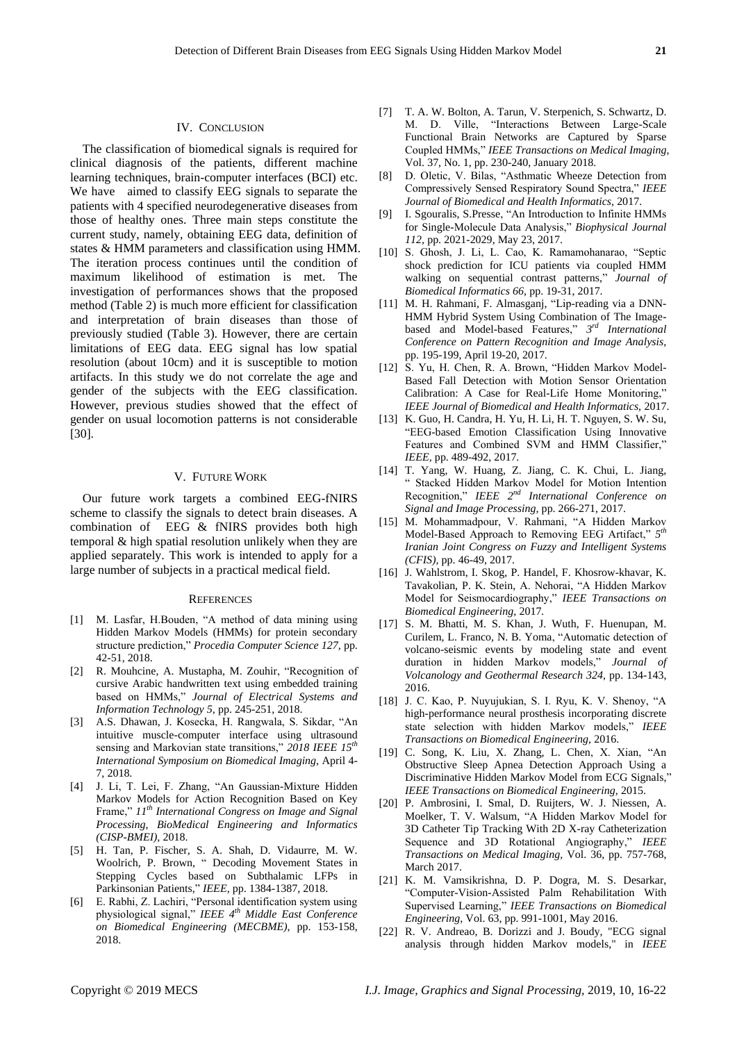## IV. Conclusion

The classification of biomedical signals is required for clinical diagnosis of the patients, different machine learning techniques, brain-computer interfaces (BCI) etc. We have aimed to classify EEG signals to separate the patients with 4 specified neurodegenerative diseases from those of healthy ones. Three main steps constitute the current study, namely, obtaining EEG data, definition of states & HMM parameters and classification using HMM. The iteration process continues until the condition of maximum likelihood of estimation is met. The investigation of performances shows that the proposed method (Table 2) is much more efficient for classification and interpretation of brain diseases than those of previously studied (Table 3). However, there are certain limitations of EEG data. EEG signal has low spatial resolution (about 10cm) and it is susceptible to motion artifacts. In this study we do not correlate the age and gender of the subjects with the EEG classification. However, previous studies showed that the effect of gender on usual locomotion patterns is not considerable [30].

## V. Future Work

Our future work targets a combined EEG-fNIRS scheme to classify the signals to detect brain diseases. A combination of EEG & fNIRS provides both high temporal & high spatial resolution unlikely when they are applied separately. This work is intended to apply for a large number of subjects in a practical medical field.

## References

[1] M. Lasfar, H.Bouden, "A method of data mining using Hidden Markov Models (HMMs) for protein secondary structure prediction," *Procedia Computer Science 127*, pp. 42-51, 2018.

[2] R. Mouhcine, A. Mustapha, M. Zouhir, "Recognition of cursive Arabic handwritten text using embedded training based on HMMs," *Journal of Electrical Systems and Information Technology 5*, pp. 245-251, 2018.

[3] A.S. Dhawan, J. Kosecka, H. Rangwala, S. Sikdar, "An intuitive muscle-computer interface using ultrasound sensing and Markovian state transitions," *2018 IEEE 15th International Symposium on Biomedical Imaging*, April 4-7, 2018.

[4] J. Li, T. Lei, F. Zhang, "An Gaussian-Mixture Hidden Markov Models for Action Recognition Based on Key Frame," *11th International Congress on Image and Signal Processing, BioMedical Engineering and Informatics (CISP-BMEI)*, 2018.

[5] H. Tan, P. Fischer, S. A. Shah, D. Vidaurre, M. W. Woolrich, P. Brown, " Decoding Movement States in Stepping Cycles based on Subthalamic LFPs in Parkinsonian Patients," *IEEE*, pp. 1384-1387, 2018.

[6] E. Rabhi, Z. Lachiri, "Personal identification system using physiological signal," *IEEE 4th Middle East Conference on Biomedical Engineering (MECBME)*, pp. 153-158, 2018.

[7] T. A. W. Bolton, A. Tarun, V. Sterpenich, S. Schwartz, D. M. D. Ville, "Interactions Between Large-Scale Functional Brain Networks are Captured by Sparse Coupled HMMs," *IEEE Transactions on Medical Imaging*, Vol. 37, No. 1, pp. 230-240, January 2018.

[8] D. Oletic, V. Bilas, "Asthmatic Wheeze Detection from Compressively Sensed Respiratory Sound Spectra," *IEEE Journal of Biomedical and Health Informatics*, 2017.

[9] I. Sgouralis, S.Presse, "An Introduction to Infinite HMMs for Single-Molecule Data Analysis," *Biophysical Journal 112*, pp. 2021-2029, May 23, 2017.

[10] S. Ghosh, J. Li, L. Cao, K. Ramamohanarao, "Septic shock prediction for ICU patients via coupled HMM walking on sequential contrast patterns," *Journal of Biomedical Informatics 66*, pp. 19-31, 2017.

[11] M. H. Rahmani, F. Almasganj, "Lip-reading via a DNN-HMM Hybrid System Using Combination of The Image-based and Model-based Features," *3rd International Conference on Pattern Recognition and Image Analysis*, pp. 195-199, April 19-20, 2017.

[12] S. Yu, H. Chen, R. A. Brown, "Hidden Markov Model-Based Fall Detection with Motion Sensor Orientation Calibration: A Case for Real-Life Home Monitoring," *IEEE Journal of Biomedical and Health Informatics*, 2017.

[13] K. Guo, H. Candra, H. Yu, H. Li, H. T. Nguyen, S. W. Su, "EEG-based Emotion Classification Using Innovative Features and Combined SVM and HMM Classifier," *IEEE*, pp. 489-492, 2017.

[14] T. Yang, W. Huang, Z. Jiang, C. K. Chui, L. Jiang, " Stacked Hidden Markov Model for Motion Intention Recognition," *IEEE 2nd International Conference on Signal and Image Processing*, pp. 266-271, 2017.

[15] M. Mohammadpour, V. Rahmani, "A Hidden Markov Model-Based Approach to Removing EEG Artifact," *5th Iranian Joint Congress on Fuzzy and Intelligent Systems (CFIS)*, pp. 46-49, 2017.

[16] J. Wahlstrom, I. Skog, P. Handel, F. Khosrow-khavar, K. Tavakolian, P. K. Stein, A. Nehorai, "A Hidden Markov Model for Seismocardiography," *IEEE Transactions on Biomedical Engineering*, 2017.

[17] S. M. Bhatti, M. S. Khan, J. Wuth, F. Huenupan, M. Curilem, L. Franco, N. B. Yoma, "Automatic detection of volcano-seismic events by modeling state and event duration in hidden Markov models," *Journal of Volcanology and Geothermal Research 324*, pp. 134-143, 2016.

[18] J. C. Kao, P. Nuyujukian, S. I. Ryu, K. V. Shenoy, "A high-performance neural prosthesis incorporating discrete state selection with hidden Markov models," *IEEE Transactions on Biomedical Engineering*, 2016.

[19] C. Song, K. Liu, X. Zhang, L. Chen, X. Xian, "An Obstructive Sleep Apnea Detection Approach Using a Discriminative Hidden Markov Model from ECG Signals," *IEEE Transactions on Biomedical Engineering*, 2015.

[20] P. Ambrosini, I. Smal, D. Ruijters, W. J. Niessen, A. Moelker, T. V. Walsum, "A Hidden Markov Model for 3D Catheter Tip Tracking With 2D X-ray Catheterization Sequence and 3D Rotational Angiography," *IEEE Transactions on Medical Imaging*, Vol. 36, pp. 757-768, March 2017.

[21] K. M. Vamsikrishna, D. P. Dogra, M. S. Desarkar, "Computer-Vision-Assisted Palm Rehabilitation With Supervised Learning," *IEEE Transactions on Biomedical Engineering*, Vol. 63, pp. 991-1001, May 2016.

[22] R. V. Andreao, B. Dorizzi and J. Boudy, "ECG signal analysis through hidden Markov models," in *IEEE*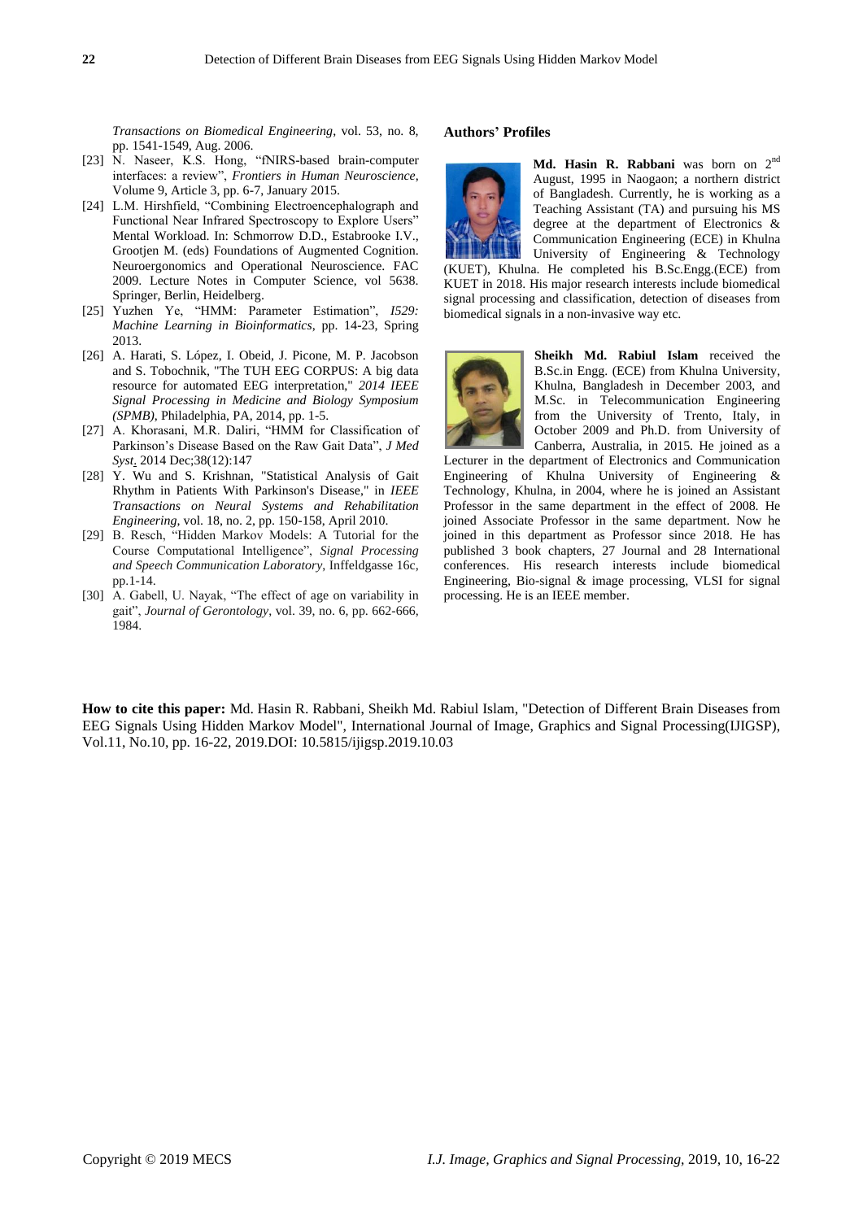*Transactions on Biomedical Engineering*, vol. 53, no. 8, pp. 1541-1549, Aug. 2006.

[23] N. Naseer, K.S. Hong, "fNIRS-based brain-computer interfaces: a review", *Frontiers in Human Neuroscience*, Volume 9, Article 3, pp. 6-7, January 2015.

[24] L.M. Hirshfield, "Combining Electroencephalograph and Functional Near Infrared Spectroscopy to Explore Users" Mental Workload. In: Schmorrow D.D., Estabrooke I.V., Grootjen M. (eds) Foundations of Augmented Cognition. Neuroergonomics and Operational Neuroscience. FAC 2009. Lecture Notes in Computer Science, vol 5638. Springer, Berlin, Heidelberg.

[25] Yuzhen Ye, "HMM: Parameter Estimation", *I529: Machine Learning in Bioinformatics*, pp. 14-23, Spring 2013.

[26] A. Harati, S. López, I. Obeid, J. Picone, M. P. Jacobson and S. Tobochnik, "The TUH EEG CORPUS: A big data resource for automated EEG interpretation," *2014 IEEE Signal Processing in Medicine and Biology Symposium (SPMB)*, Philadelphia, PA, 2014, pp. 1-5.

[27] A. Khorasani, M.R. Daliri, "HMM for Classification of Parkinson's Disease Based on the Raw Gait Data", *J Med Syst*. 2014 Dec;38(12):147

[28] Y. Wu and S. Krishnan, "Statistical Analysis of Gait Rhythm in Patients With Parkinson's Disease," in *IEEE Transactions on Neural Systems and Rehabilitation Engineering*, vol. 18, no. 2, pp. 150-158, April 2010.

[29] B. Resch, "Hidden Markov Models: A Tutorial for the Course Computational Intelligence", *Signal Processing and Speech Communication Laboratory*, Inffeldgasse 16c, pp.1-14.

[30] A. Gabell, U. Nayak, "The effect of age on variability in gait", *Journal of Gerontology*, vol. 39, no. 6, pp. 662-666, 1984.

## Authors' Profiles

**Md. Hasin R. Rabbani** was born on 2nd August, 1995 in Naogaon; a northern district of Bangladesh. Currently, he is working as a Teaching Assistant (TA) and pursuing his MS degree at the department of Electronics & Communication Engineering (ECE) in Khulna University of Engineering & Technology (KUET), Khulna. He completed his B.Sc.Engg.(ECE) from KUET in 2018. His major research interests include biomedical signal processing and classification, detection of diseases from biomedical signals in a non-invasive way etc.

**Sheikh Md. Rabiul Islam** received the B.Sc.in Engg. (ECE) from Khulna University, Khulna, Bangladesh in December 2003, and M.Sc. in Telecommunication Engineering from the University of Trento, Italy, in October 2009 and Ph.D. from University of Canberra, Australia, in 2015. He joined as a Lecturer in the department of Electronics and Communication Engineering of Khulna University of Engineering & Technology, Khulna, in 2004, where he is joined an Assistant Professor in the same department in the effect of 2008. He joined Associate Professor in the same department. Now he joined in this department as Professor since 2018. He has published 3 book chapters, 27 Journal and 28 International conferences. His research interests include biomedical Engineering, Bio-signal & image processing, VLSI for signal processing. He is an IEEE member.

**How to cite this paper:** Md. Hasin R. Rabbani, Sheikh Md. Rabiul Islam, "Detection of Different Brain Diseases from EEG Signals Using Hidden Markov Model", International Journal of Image, Graphics and Signal Processing(IJIGSP), Vol.11, No.10, pp. 16-22, 2019.DOI: 10.5815/ijigsp.2019.10.03